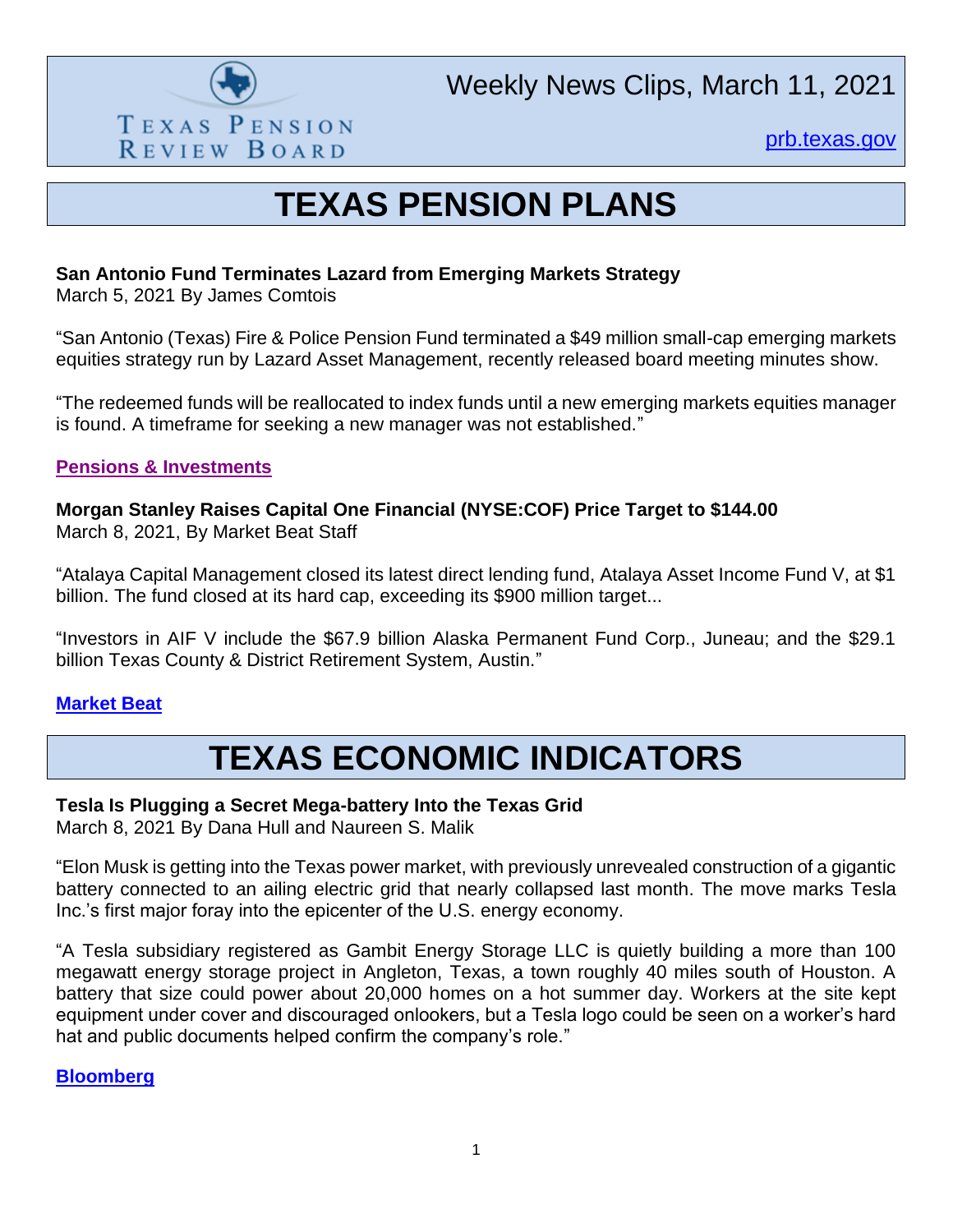Texas Pension Review Board

Weekly News Clips, March 11, 2021

prb.texas.gov

# TEXAS PENSION PLANS

**San Antonio Fund Terminates Lazard from Emerging Markets Strategy**
March 5, 2021 By James Comtois

"San Antonio (Texas) Fire & Police Pension Fund terminated a $49 million small-cap emerging markets equities strategy run by Lazard Asset Management, recently released board meeting minutes show.

"The redeemed funds will be reallocated to index funds until a new emerging markets equities manager is found. A timeframe for seeking a new manager was not established."

**Pensions & Investments**

**Morgan Stanley Raises Capital One Financial (NYSE:COF) Price Target to $144.00**
March 8, 2021, By Market Beat Staff

"Atalaya Capital Management closed its latest direct lending fund, Atalaya Asset Income Fund V, at $1 billion. The fund closed at its hard cap, exceeding its $900 million target...

"Investors in AIF V include the $67.9 billion Alaska Permanent Fund Corp., Juneau; and the $29.1 billion Texas County & District Retirement System, Austin."

**Market Beat**

# TEXAS ECONOMIC INDICATORS

**Tesla Is Plugging a Secret Mega-battery Into the Texas Grid**
March 8, 2021 By Dana Hull and Naureen S. Malik

"Elon Musk is getting into the Texas power market, with previously unrevealed construction of a gigantic battery connected to an ailing electric grid that nearly collapsed last month. The move marks Tesla Inc.'s first major foray into the epicenter of the U.S. energy economy.

"A Tesla subsidiary registered as Gambit Energy Storage LLC is quietly building a more than 100 megawatt energy storage project in Angleton, Texas, a town roughly 40 miles south of Houston. A battery that size could power about 20,000 homes on a hot summer day. Workers at the site kept equipment under cover and discouraged onlookers, but a Tesla logo could be seen on a worker's hard hat and public documents helped confirm the company's role."

**Bloomberg**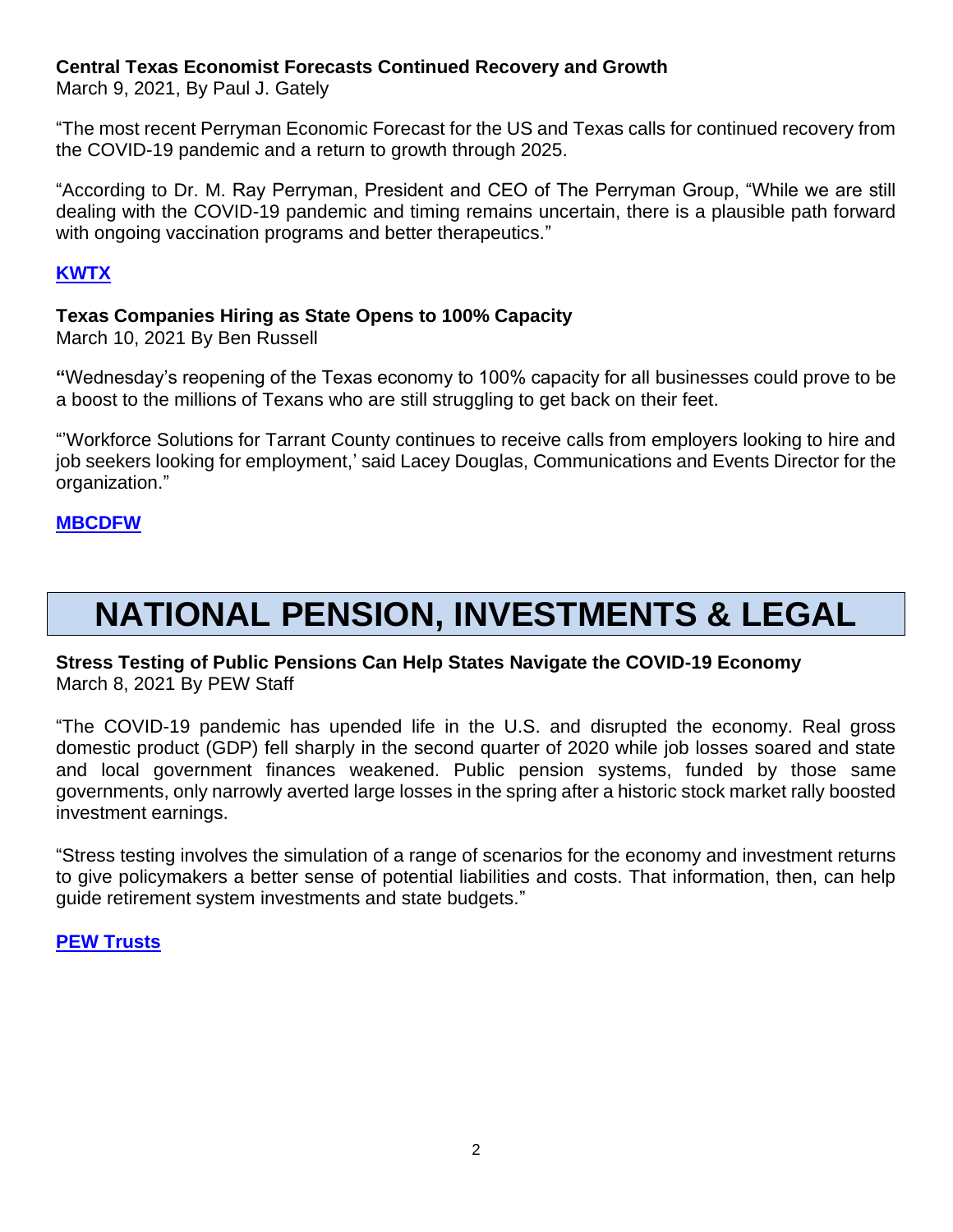**Central Texas Economist Forecasts Continued Recovery and Growth**
March 9, 2021, By Paul J. Gately

"The most recent Perryman Economic Forecast for the US and Texas calls for continued recovery from the COVID-19 pandemic and a return to growth through 2025.

"According to Dr. M. Ray Perryman, President and CEO of The Perryman Group, "While we are still dealing with the COVID-19 pandemic and timing remains uncertain, there is a plausible path forward with ongoing vaccination programs and better therapeutics."

**KWTX**

**Texas Companies Hiring as State Opens to 100% Capacity**
March 10, 2021 By Ben Russell

**"**Wednesday's reopening of the Texas economy to 100% capacity for all businesses could prove to be a boost to the millions of Texans who are still struggling to get back on their feet.

"'Workforce Solutions for Tarrant County continues to receive calls from employers looking to hire and job seekers looking for employment,' said Lacey Douglas, Communications and Events Director for the organization."

**MBCDFW**

# NATIONAL PENSION, INVESTMENTS & LEGAL

**Stress Testing of Public Pensions Can Help States Navigate the COVID-19 Economy**
March 8, 2021 By PEW Staff

"The COVID-19 pandemic has upended life in the U.S. and disrupted the economy. Real gross domestic product (GDP) fell sharply in the second quarter of 2020 while job losses soared and state and local government finances weakened. Public pension systems, funded by those same governments, only narrowly averted large losses in the spring after a historic stock market rally boosted investment earnings.

"Stress testing involves the simulation of a range of scenarios for the economy and investment returns to give policymakers a better sense of potential liabilities and costs. That information, then, can help guide retirement system investments and state budgets."

**PEW Trusts**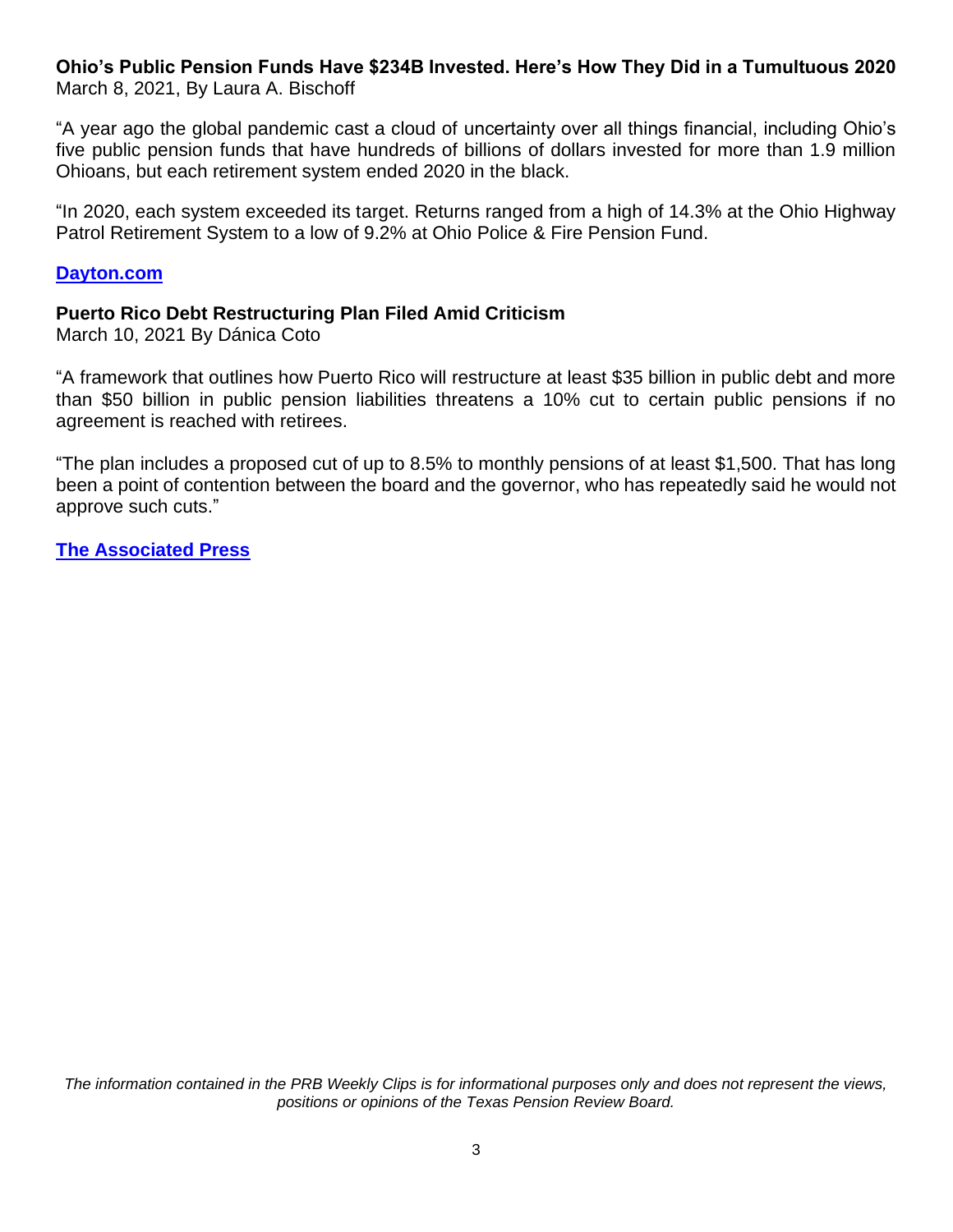**Ohio's Public Pension Funds Have $234B Invested. Here's How They Did in a Tumultuous 2020**
March 8, 2021, By Laura A. Bischoff

"A year ago the global pandemic cast a cloud of uncertainty over all things financial, including Ohio's five public pension funds that have hundreds of billions of dollars invested for more than 1.9 million Ohioans, but each retirement system ended 2020 in the black.

"In 2020, each system exceeded its target. Returns ranged from a high of 14.3% at the Ohio Highway Patrol Retirement System to a low of 9.2% at Ohio Police & Fire Pension Fund.

**Dayton.com**

**Puerto Rico Debt Restructuring Plan Filed Amid Criticism**
March 10, 2021 By Dánica Coto

"A framework that outlines how Puerto Rico will restructure at least $35 billion in public debt and more than $50 billion in public pension liabilities threatens a 10% cut to certain public pensions if no agreement is reached with retirees.

"The plan includes a proposed cut of up to 8.5% to monthly pensions of at least $1,500. That has long been a point of contention between the board and the governor, who has repeatedly said he would not approve such cuts."

**The Associated Press**

*The information contained in the PRB Weekly Clips is for informational purposes only and does not represent the views, positions or opinions of the Texas Pension Review Board.*